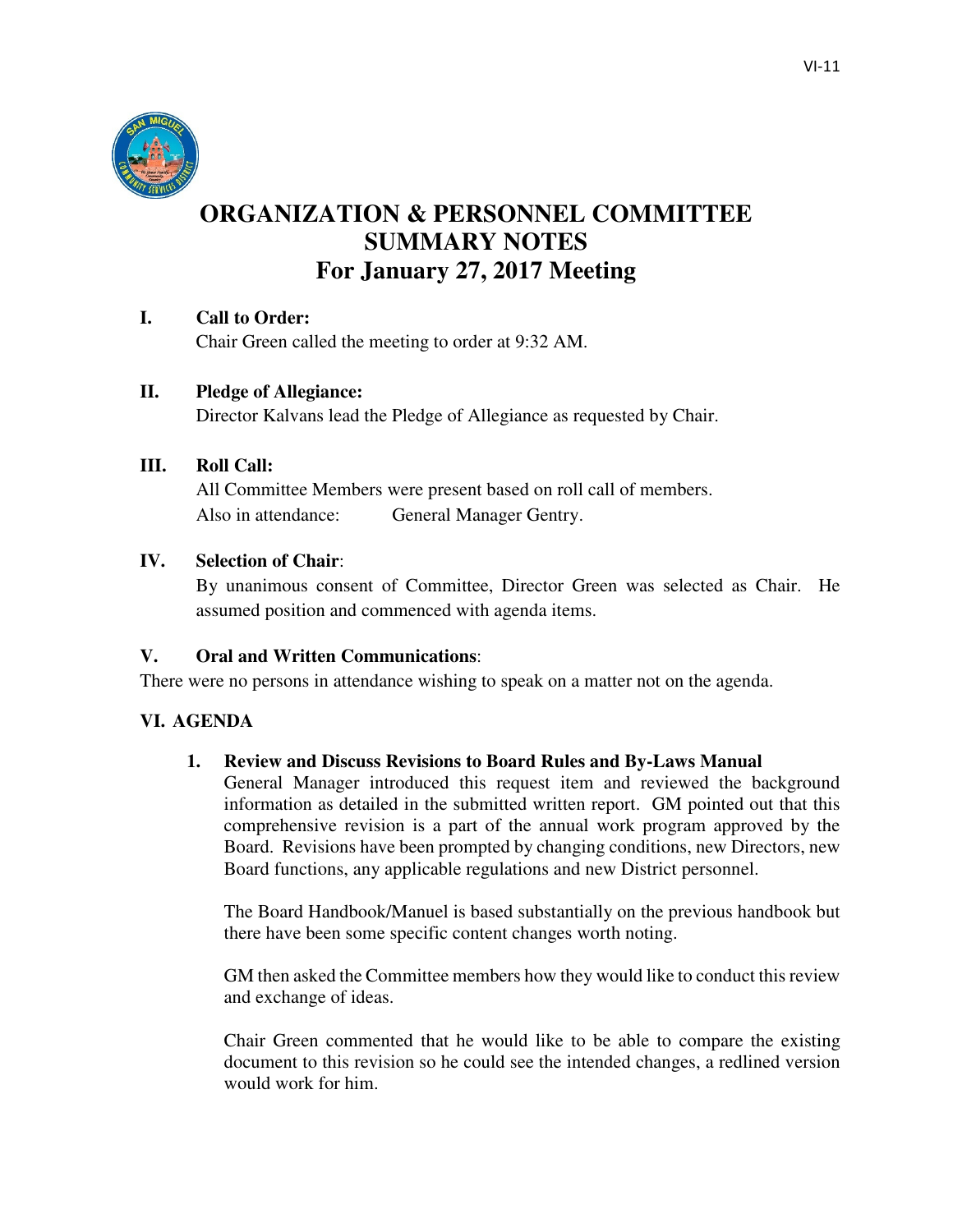# ORGANIZATION & PERSONNEL COMMITTEE SUMMARY NOTES For January 27, 2017 Meeting

**I. Call to Order:**

Chair Green called the meeting to order at 9:32 AM.

**II. Pledge of Allegiance:**

Director Kalvans lead the Pledge of Allegiance as requested by Chair.

**III. Roll Call:**

All Committee Members were present based on roll call of members.

Also in attendance: General Manager Gentry.

**IV. Selection of Chair:**

By unanimous consent of Committee, Director Green was selected as Chair. He assumed position and commenced with agenda items.

**V. Oral and Written Communications:**

There were no persons in attendance wishing to speak on a matter not on the agenda.

**VI. AGENDA**

**1. Review and Discuss Revisions to Board Rules and By-Laws Manual**

General Manager introduced this request item and reviewed the background information as detailed in the submitted written report. GM pointed out that this comprehensive revision is a part of the annual work program approved by the Board. Revisions have been prompted by changing conditions, new Directors, new Board functions, any applicable regulations and new District personnel.

The Board Handbook/Manuel is based substantially on the previous handbook but there have been some specific content changes worth noting.

GM then asked the Committee members how they would like to conduct this review and exchange of ideas.

Chair Green commented that he would like to be able to compare the existing document to this revision so he could see the intended changes, a redlined version would work for him.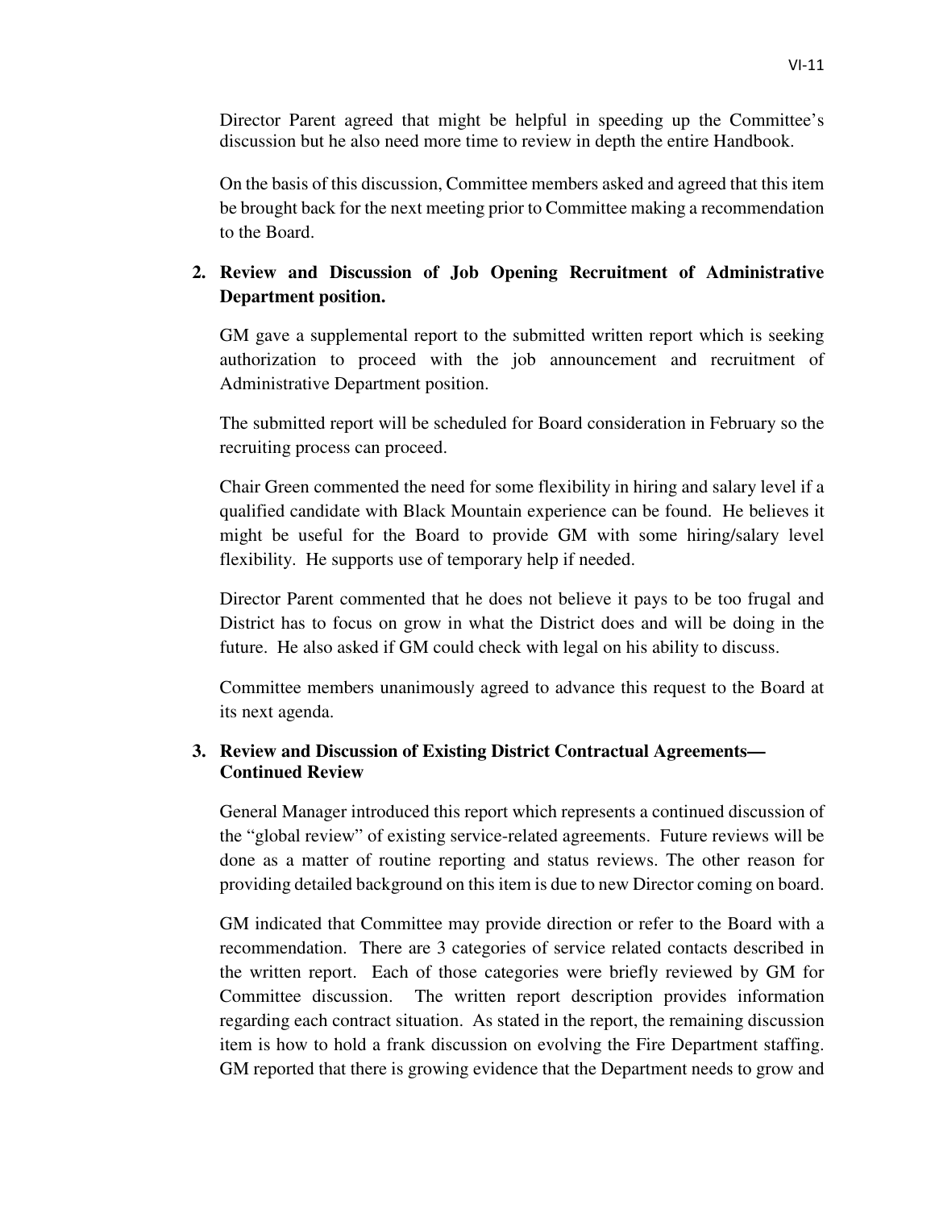Director Parent agreed that might be helpful in speeding up the Committee's discussion but he also need more time to review in depth the entire Handbook.

On the basis of this discussion, Committee members asked and agreed that this item be brought back for the next meeting prior to Committee making a recommendation to the Board.

2. **Review and Discussion of Job Opening Recruitment of Administrative Department position.**

   GM gave a supplemental report to the submitted written report which is seeking authorization to proceed with the job announcement and recruitment of Administrative Department position.

   The submitted report will be scheduled for Board consideration in February so the recruiting process can proceed.

   Chair Green commented the need for some flexibility in hiring and salary level if a qualified candidate with Black Mountain experience can be found. He believes it might be useful for the Board to provide GM with some hiring/salary level flexibility. He supports use of temporary help if needed.

   Director Parent commented that he does not believe it pays to be too frugal and District has to focus on grow in what the District does and will be doing in the future. He also asked if GM could check with legal on his ability to discuss.

   Committee members unanimously agreed to advance this request to the Board at its next agenda.

3. **Review and Discussion of Existing District Contractual Agreements—Continued Review**

   General Manager introduced this report which represents a continued discussion of the "global review" of existing service-related agreements. Future reviews will be done as a matter of routine reporting and status reviews. The other reason for providing detailed background on this item is due to new Director coming on board.

   GM indicated that Committee may provide direction or refer to the Board with a recommendation. There are 3 categories of service related contacts described in the written report. Each of those categories were briefly reviewed by GM for Committee discussion. The written report description provides information regarding each contract situation. As stated in the report, the remaining discussion item is how to hold a frank discussion on evolving the Fire Department staffing. GM reported that there is growing evidence that the Department needs to grow and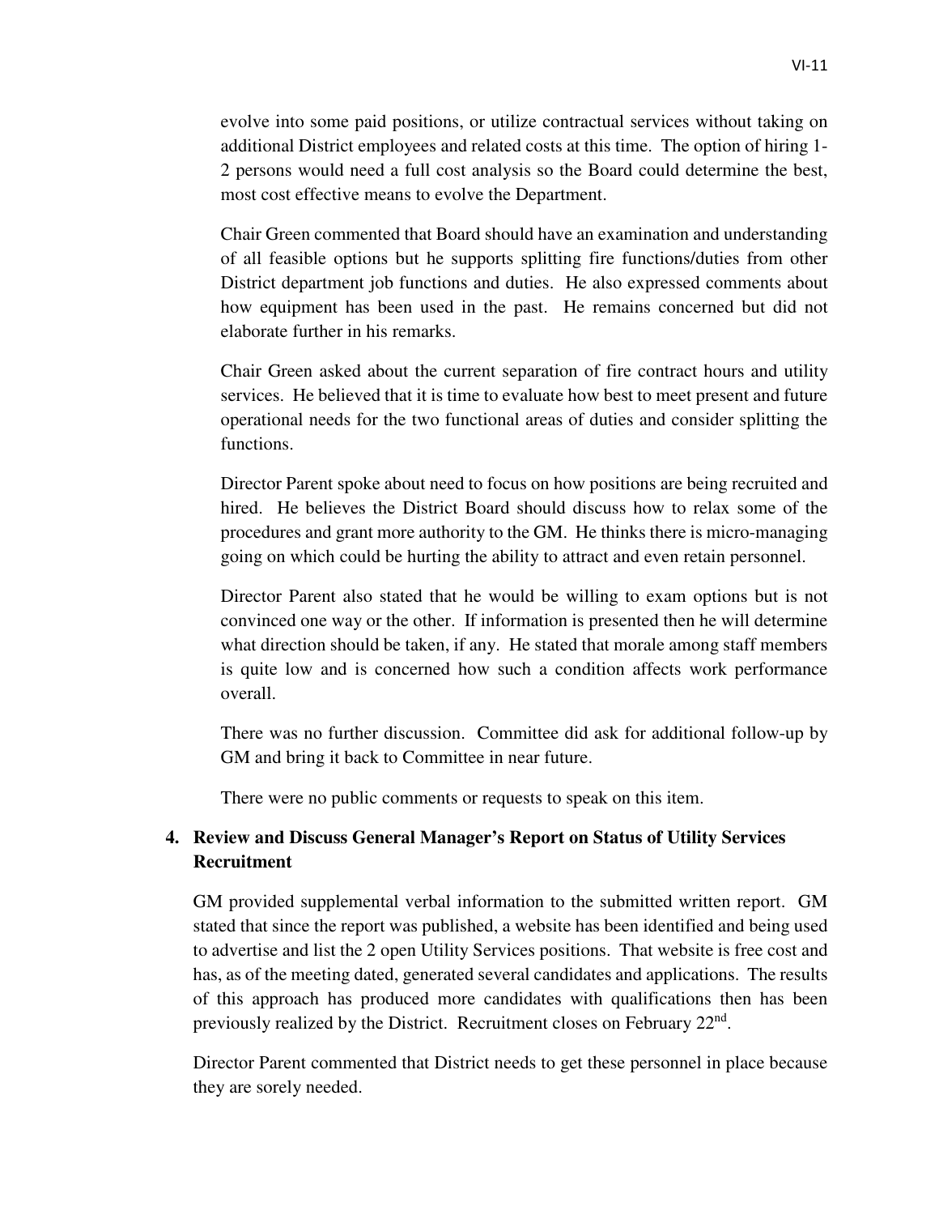evolve into some paid positions, or utilize contractual services without taking on additional District employees and related costs at this time. The option of hiring 1-2 persons would need a full cost analysis so the Board could determine the best, most cost effective means to evolve the Department.

Chair Green commented that Board should have an examination and understanding of all feasible options but he supports splitting fire functions/duties from other District department job functions and duties. He also expressed comments about how equipment has been used in the past. He remains concerned but did not elaborate further in his remarks.

Chair Green asked about the current separation of fire contract hours and utility services. He believed that it is time to evaluate how best to meet present and future operational needs for the two functional areas of duties and consider splitting the functions.

Director Parent spoke about need to focus on how positions are being recruited and hired. He believes the District Board should discuss how to relax some of the procedures and grant more authority to the GM. He thinks there is micro-managing going on which could be hurting the ability to attract and even retain personnel.

Director Parent also stated that he would be willing to exam options but is not convinced one way or the other. If information is presented then he will determine what direction should be taken, if any. He stated that morale among staff members is quite low and is concerned how such a condition affects work performance overall.

There was no further discussion. Committee did ask for additional follow-up by GM and bring it back to Committee in near future.

There were no public comments or requests to speak on this item.

**4. Review and Discuss General Manager's Report on Status of Utility Services Recruitment**

GM provided supplemental verbal information to the submitted written report. GM stated that since the report was published, a website has been identified and being used to advertise and list the 2 open Utility Services positions. That website is free cost and has, as of the meeting dated, generated several candidates and applications. The results of this approach has produced more candidates with qualifications then has been previously realized by the District. Recruitment closes on February 22nd.

Director Parent commented that District needs to get these personnel in place because they are sorely needed.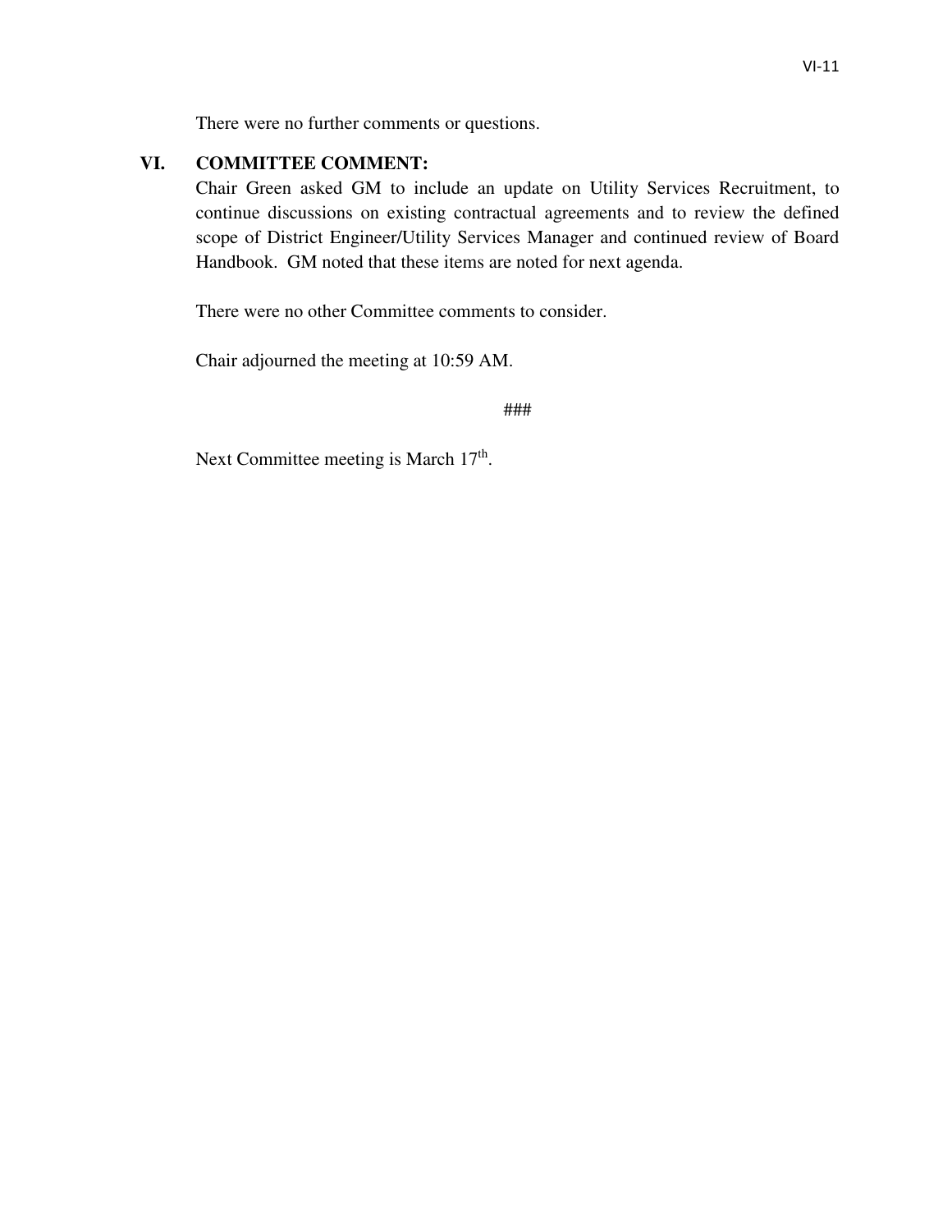There were no further comments or questions.

## VI. COMMITTEE COMMENT:

Chair Green asked GM to include an update on Utility Services Recruitment, to continue discussions on existing contractual agreements and to review the defined scope of District Engineer/Utility Services Manager and continued review of Board Handbook. GM noted that these items are noted for next agenda.

There were no other Committee comments to consider.

Chair adjourned the meeting at 10:59 AM.

###

Next Committee meeting is March 17th.